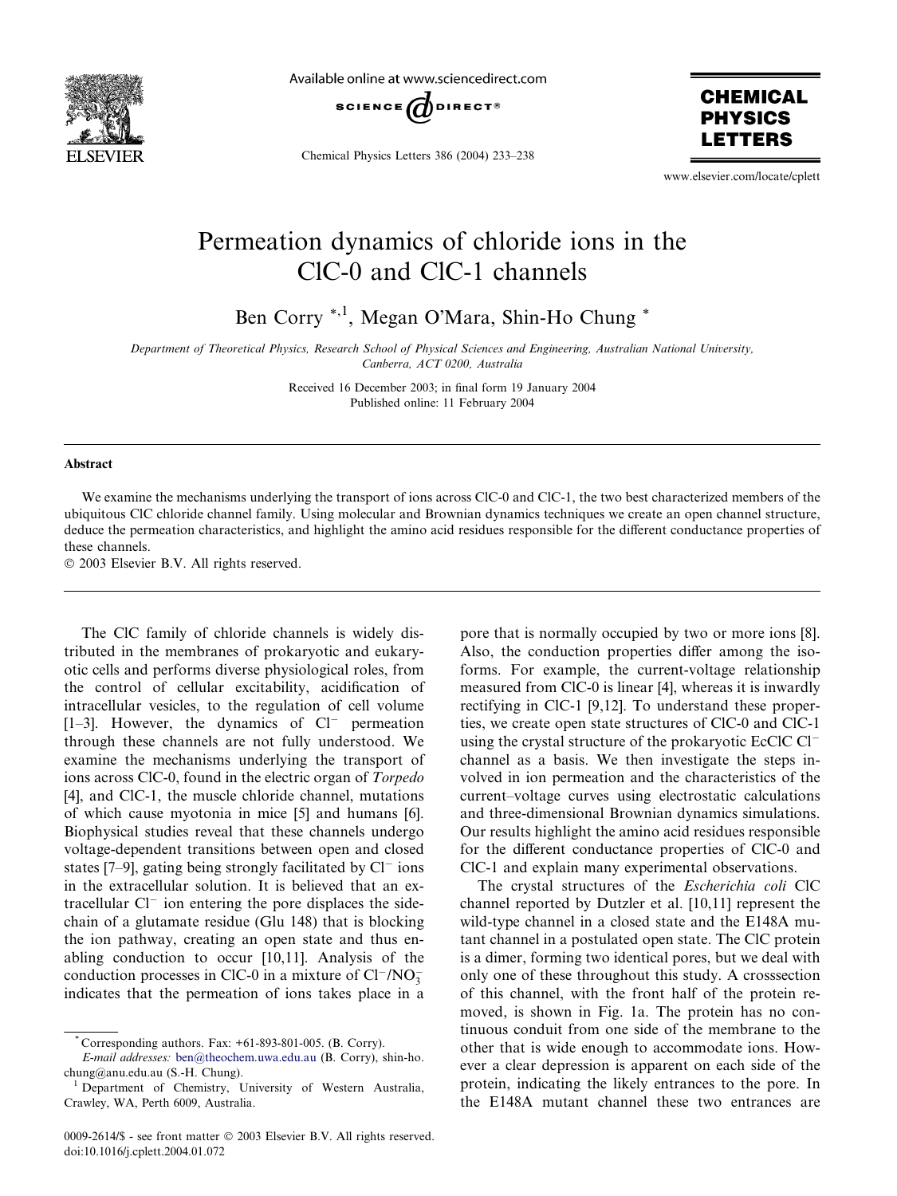# Permeation dynamics of chloride ions in the ClC-0 and ClC-1 channels

Ben Corry [*,1], Megan O'Mara, Shin-Ho Chung [*]

*Department of Theoretical Physics, Research School of Physical Sciences and Engineering, Australian National University, Canberra, ACT 0200, Australia*

Received 16 December 2003; in final form 19 January 2004
Published online: 11 February 2004

## Abstract

We examine the mechanisms underlying the transport of ions across ClC-0 and ClC-1, the two best characterized members of the ubiquitous ClC chloride channel family. Using molecular and Brownian dynamics techniques we create an open channel structure, deduce the permeation characteristics, and highlight the amino acid residues responsible for the different conductance properties of these channels.

© 2003 Elsevier B.V. All rights reserved.

The ClC family of chloride channels is widely distributed in the membranes of prokaryotic and eukaryotic cells and performs diverse physiological roles, from the control of cellular excitability, acidification of intracellular vesicles, to the regulation of cell volume [1–3]. However, the dynamics of $Cl^-$ permeation through these channels are not fully understood. We examine the mechanisms underlying the transport of ions across ClC-0, found in the electric organ of *Torpedo* [4], and ClC-1, the muscle chloride channel, mutations of which cause myotonia in mice [5] and humans [6]. Biophysical studies reveal that these channels undergo voltage-dependent transitions between open and closed states [7–9], gating being strongly facilitated by $Cl^-$ ions in the extracellular solution. It is believed that an extracellular $Cl^-$ ion entering the pore displaces the side-chain of a glutamate residue (Glu 148) that is blocking the ion pathway, creating an open state and thus enabling conduction to occur [10,11]. Analysis of the conduction processes in ClC-0 in a mixture of $Cl^-/NO_3^-$ indicates that the permeation of ions takes place in a pore that is normally occupied by two or more ions [8]. Also, the conduction properties differ among the isoforms. For example, the current-voltage relationship measured from ClC-0 is linear [4], whereas it is inwardly rectifying in ClC-1 [9,12]. To understand these properties, we create open state structures of ClC-0 and ClC-1 using the crystal structure of the prokaryotic EcClC $Cl^-$ channel as a basis. We then investigate the steps involved in ion permeation and the characteristics of the current–voltage curves using electrostatic calculations and three-dimensional Brownian dynamics simulations. Our results highlight the amino acid residues responsible for the different conductance properties of ClC-0 and ClC-1 and explain many experimental observations.

The crystal structures of the *Escherichia coli* ClC channel reported by Dutzler et al. [10,11] represent the wild-type channel in a closed state and the E148A mutant channel in a postulated open state. The ClC protein is a dimer, forming two identical pores, but we deal with only one of these throughout this study. A crosssection of this channel, with the front half of the protein removed, is shown in Fig. 1a. The protein has no continuous conduit from one side of the membrane to the other that is wide enough to accommodate ions. However a clear depression is apparent on each side of the protein, indicating the likely entrances to the pore. In the E148A mutant channel these two entrances are

---

[*] Corresponding authors. Fax: +61-893-801-005. (B. Corry).
*E-mail addresses:* ben@theochem.uwa.edu.au (B. Corry), shin-ho.chung@anu.edu.au (S.-H. Chung).
[1] Department of Chemistry, University of Western Australia, Crawley, WA, Perth 6009, Australia.

0009-2614/$ - see front matter © 2003 Elsevier B.V. All rights reserved.
doi:10.1016/j.cplett.2004.01.072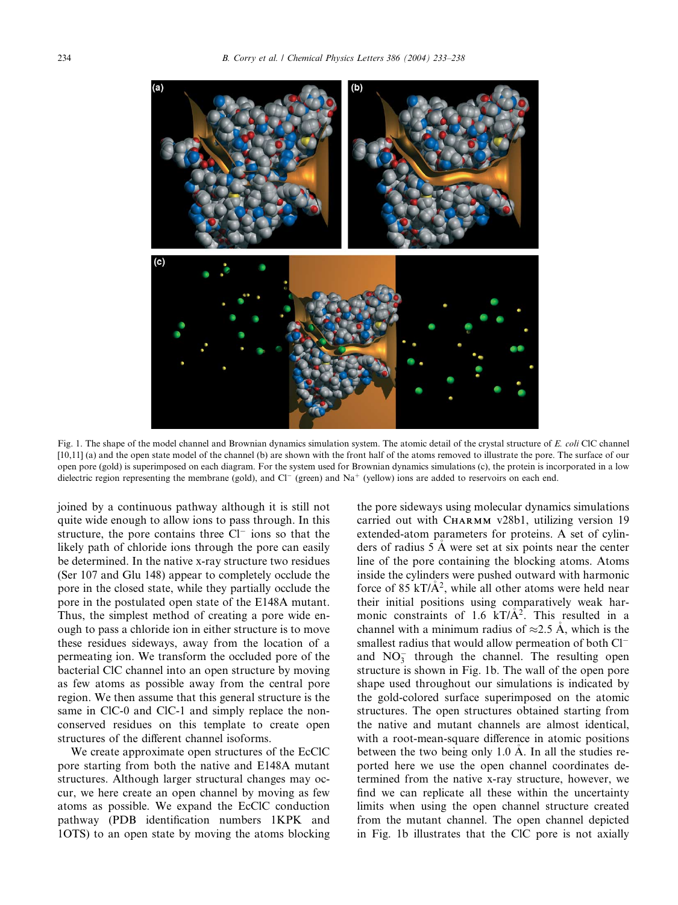Fig. 1. The shape of the model channel and Brownian dynamics simulation system. The atomic detail of the crystal structure of *E. coli* ClC channel [10,11] (a) and the open state model of the channel (b) are shown with the front half of the atoms removed to illustrate the pore. The surface of our open pore (gold) is superimposed on each diagram. For the system used for Brownian dynamics simulations (c), the protein is incorporated in a low dielectric region representing the membrane (gold), and $Cl^-$ (green) and $Na^+$ (yellow) ions are added to reservoirs on each end.

joined by a continuous pathway although it is still not quite wide enough to allow ions to pass through. In this structure, the pore contains three $Cl^-$ ions so that the likely path of chloride ions through the pore can easily be determined. In the native x-ray structure two residues (Ser 107 and Glu 148) appear to completely occlude the pore in the closed state, while they partially occlude the pore in the postulated open state of the E148A mutant. Thus, the simplest method of creating a pore wide enough to pass a chloride ion in either structure is to move these residues sideways, away from the location of a permeating ion. We transform the occluded pore of the bacterial ClC channel into an open structure by moving as few atoms as possible away from the central pore region. We then assume that this general structure is the same in ClC-0 and ClC-1 and simply replace the non-conserved residues on this template to create open structures of the different channel isoforms.

We create approximate open structures of the EcClC pore starting from both the native and E148A mutant structures. Although larger structural changes may occur, we here create an open channel by moving as few atoms as possible. We expand the EcClC conduction pathway (PDB identification numbers 1KPK and 1OTS) to an open state by moving the atoms blocking the pore sideways using molecular dynamics simulations carried out with CHARMM v28b1, utilizing version 19 extended-atom parameters for proteins. A set of cylinders of radius 5 Å were set at six points near the center line of the pore containing the blocking atoms. Atoms inside the cylinders were pushed outward with harmonic force of 85 $kT/Å^2$, while all other atoms were held near their initial positions using comparatively weak harmonic constraints of 1.6 $kT/Å^2$. This resulted in a channel with a minimum radius of $\approx$2.5 Å, which is the smallest radius that would allow permeation of both $Cl^-$ and $NO_3^-$ through the channel. The resulting open structure is shown in Fig. 1b. The wall of the open pore shape used throughout our simulations is indicated by the gold-colored surface superimposed on the atomic structures. The open structures obtained starting from the native and mutant channels are almost identical, with a root-mean-square difference in atomic positions between the two being only 1.0 Å. In all the studies reported here we use the open channel coordinates determined from the native x-ray structure, however, we find we can replicate all these within the uncertainty limits when using the open channel structure created from the mutant channel. The open channel depicted in Fig. 1b illustrates that the ClC pore is not axially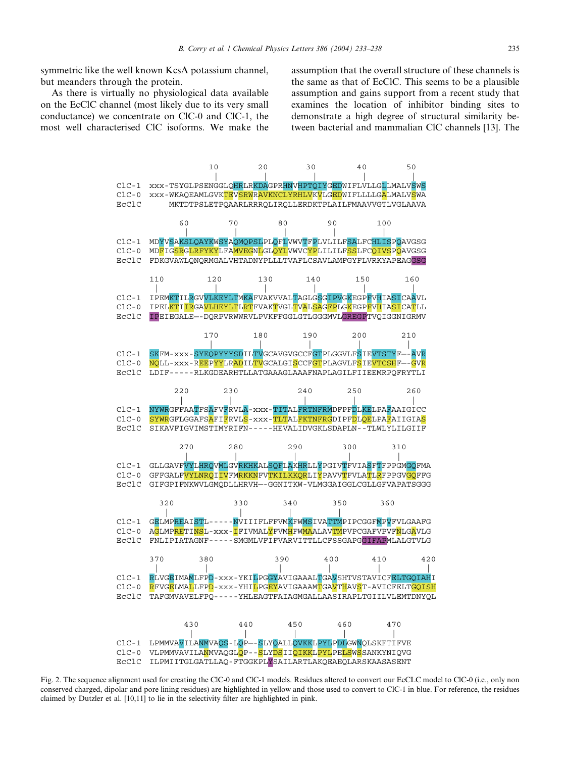symmetric like the well known KcsA potassium channel, but meanders through the protein.

As there is virtually no physiological data available on the EcClC channel (most likely due to its very small conductance) we concentrate on ClC-0 and ClC-1, the most well characterised ClC isoforms. We make the assumption that the overall structure of these channels is the same as that of EcClC. This seems to be a plausible assumption and gains support from a recent study that examines the location of inhibitor binding sites to demonstrate a high degree of structural similarity between bacterial and mammalian ClC channels [13]. The

```
                 10        20        30        40        50
                  |         |         |         |         |
ClC-1  xxx-TSYGLPSENGGLQHRLRKDAGPRHNVHPTQIYGEDWIFLVLLGLLMALVSWS
ClC-0  xxx-WKAQEAMLGVKTEVSRWRAVKNCLYRHLVKVLGEDWIFLLLLGALMALVSWA
EcClC     MKTDTPSLETPQAARLRRRQLIRQLLERDKTPLAILFMAAVVGTLVGLAAVA

          60        70        80        90       100
           |         |         |         |         |
ClC-1  MDYVSAKSLQAYKWSYAQMQPSLPLQFLVWVTFPLVLILFSALFCHLISPQAVGSG
ClC-0  MDFIGSRGLRFYKYLFAMVEGNLGLQYLVWVCYPLILILFSSLFCQIVSPQAVGSG
EcClC  FDKGVAWLQNQRMGALVHTADNYPLLLTVAFLCSAVLAMFGYFLVRKYAPEAGGSG

       110       120       130       140       150       160
        |         |         |         |         |         |
ClC-1  IPEMKTILRGVVLKEYLTMKAFVAKVVALTAGLGSGIPVGKEGPFVHIASICAAVL
ClC-0  IPELKTIIRGAVLHEYLTLRTFVAKTVGLTVALSAGFPLGKEGPFVHIASICATLL
EcClC  IPEIEGALE--DQRPVRWWRVLPVKFFGGLGTLGGGMVLGREGPTVQIGGNIGRMV

             170       180       190       200       210
              |         |         |         |         |
ClC-1  SKFM-xxx-SYEQPYYYSDILTVGCAVGVGCCFGTPLGGVLFSIEVTSTYF--AVR
ClC-0  NQLL-xxx-REEPYYLRADILTVGCALGISCCFGTPLAGVLFSIEVTCSHF--GVR
EcClC  LDIF-----RLKGDEARHTLLATGAAAGLAAAFNAPLAGILFIIEEMRPQFRYTLI

          220       230            240       250         260
           |         |              |         |           |
ClC-1  NYWRGFFAATFSAFVFRVLA-xxx-TITALFRTNFRMDFPFDLKELPAFAAIGICC
ClC-0  SYWRGFLGGAFSAFIFRVLS-xxx-TLTALFKTNFRGDIPFDLQELPAFAIIGIAS
EcClC  SIKAVFIGVIMSTIMYRIFN-----HEVALIDVGKLSDAPLN--TLWLYLILGIIF

          270       280        290       300       310
           |         |          |         |         |
ClC-1  GLLGAVFVYLHRQVMLGVRKHKALSQFLAKHRLLYPGIVTFVIASFTFPPGMGQFMA
ClC-0  GFFGALFVYLNRQIIVFMRKKNFVTKILKKQRLIYPAVVTFVLATLRFPPGVGQFFG
EcClC  GIFGPIFNKWVLGMQDLLHRVH--GGNITKW-VLMGGAIGGLCGLLGFVAPATSGGG

         320            330       340       350       360
          |              |         |         |         |
ClC-1  GELMPREAISTL-----NVIIIFLFFVMKFWMSIVATTMPIPCGGFMPVFVLGAAFG
ClC-0  AGLMPRETINSL-xxx-IFIVMALYFVMHFWMAALAVTMPVPCGAFVPVFNLGAVLG
EcClC  FNLIPIATAGNF-----SMGMLVFIFVARVITTLLCFSSGAPGGIFAPMLALGTVLG

       370       380            390       400       410       420
        |         |              |         |         |         |
ClC-1  RLVGEIMAMLFPD-xxx-YKILPGGYAVIGAAALTGAVSHTVSTAVICFELTGQIAHI
ClC-0  RFVGELMALLFPD-xxx-YHILPGEYAVIGAAAMTGAVTHAVST-AVICFELTGQISH
EcClC  TAFGMVAVELFPQ-----YHLEAGTFAIAGMGALLAASIRAPLTGIILVLEMTDNYQL

          430       440       450       460       470
           |         |         |         |         |
ClC-1  LPMMVAVILANMVAQS-LQP--SLYQALLQVKKLPYLPDLGWNQLSKFTIFVE
ClC-0  VLPMMVAVILANMVAQGLQP--SLYDSIIQIKKLPYLPELSWSSANKYNIQVG
EcClC  ILPMIITGLGATLLAQ-FTGGKPLYSAILARTLAKQEAEQLARSKAASASENT
```

Fig. 2. The sequence alignment used for creating the ClC-0 and ClC-1 models. Residues altered to convert our EcCLC model to ClC-0 (i.e., only non conserved charged, dipolar and pore lining residues) are highlighted in yellow and those used to convert to ClC-1 in blue. For reference, the residues claimed by Dutzler et al. [10,11] to lie in the selectivity filter are highlighted in pink.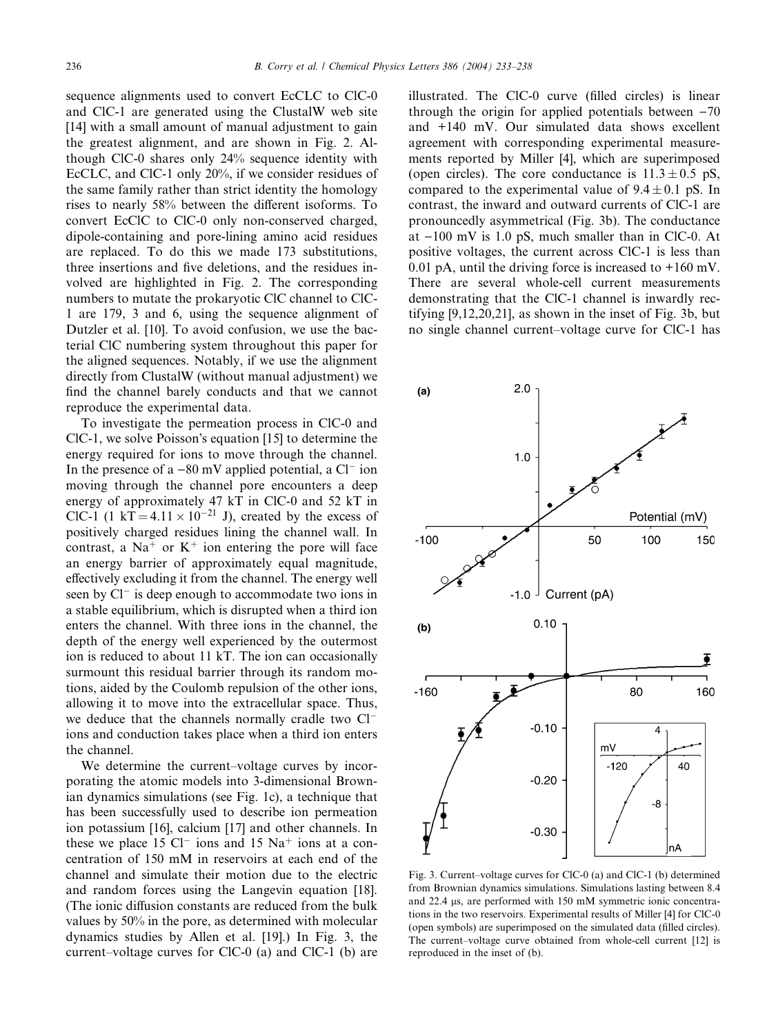sequence alignments used to convert EcCLC to ClC-0 and ClC-1 are generated using the ClustalW web site [14] with a small amount of manual adjustment to gain the greatest alignment, and are shown in Fig. 2. Although ClC-0 shares only 24% sequence identity with EcCLC, and ClC-1 only 20%, if we consider residues of the same family rather than strict identity the homology rises to nearly 58% between the different isoforms. To convert EcClC to ClC-0 only non-conserved charged, dipole-containing and pore-lining amino acid residues are replaced. To do this we made 173 substitutions, three insertions and five deletions, and the residues involved are highlighted in Fig. 2. The corresponding numbers to mutate the prokaryotic ClC channel to ClC-1 are 179, 3 and 6, using the sequence alignment of Dutzler et al. [10]. To avoid confusion, we use the bacterial ClC numbering system throughout this paper for the aligned sequences. Notably, if we use the alignment directly from ClustalW (without manual adjustment) we find the channel barely conducts and that we cannot reproduce the experimental data.

To investigate the permeation process in ClC-0 and ClC-1, we solve Poisson's equation [15] to determine the energy required for ions to move through the channel. In the presence of a −80 mV applied potential, a $Cl^-$ ion moving through the channel pore encounters a deep energy of approximately 47 kT in ClC-0 and 52 kT in ClC-1 (1 kT $= 4.11 \times 10^{-21}$ J), created by the excess of positively charged residues lining the channel wall. In contrast, a $Na^+$ or $K^+$ ion entering the pore will face an energy barrier of approximately equal magnitude, effectively excluding it from the channel. The energy well seen by $Cl^-$ is deep enough to accommodate two ions in a stable equilibrium, which is disrupted when a third ion enters the channel. With three ions in the channel, the depth of the energy well experienced by the outermost ion is reduced to about 11 kT. The ion can occasionally surmount this residual barrier through its random motions, aided by the Coulomb repulsion of the other ions, allowing it to move into the extracellular space. Thus, we deduce that the channels normally cradle two $Cl^-$ ions and conduction takes place when a third ion enters the channel.

We determine the current–voltage curves by incorporating the atomic models into 3-dimensional Brownian dynamics simulations (see Fig. 1c), a technique that has been successfully used to describe ion permeation ion potassium [16], calcium [17] and other channels. In these we place 15 $Cl^-$ ions and 15 $Na^+$ ions at a concentration of 150 mM in reservoirs at each end of the channel and simulate their motion due to the electric and random forces using the Langevin equation [18]. (The ionic diffusion constants are reduced from the bulk values by 50% in the pore, as determined with molecular dynamics studies by Allen et al. [19].) In Fig. 3, the current–voltage curves for ClC-0 (a) and ClC-1 (b) are illustrated. The ClC-0 curve (filled circles) is linear through the origin for applied potentials between −70 and +140 mV. Our simulated data shows excellent agreement with corresponding experimental measurements reported by Miller [4], which are superimposed (open circles). The core conductance is $11.3 \pm 0.5$ pS, compared to the experimental value of $9.4 \pm 0.1$ pS. In contrast, the inward and outward currents of ClC-1 are pronouncedly asymmetrical (Fig. 3b). The conductance at −100 mV is 1.0 pS, much smaller than in ClC-0. At positive voltages, the current across ClC-1 is less than 0.01 pA, until the driving force is increased to +160 mV. There are several whole-cell current measurements demonstrating that the ClC-1 channel is inwardly rectifying [9,12,20,21], as shown in the inset of Fig. 3b, but no single channel current–voltage curve for ClC-1 has

Fig. 3. Current–voltage curves for ClC-0 (a) and ClC-1 (b) determined from Brownian dynamics simulations. Simulations lasting between 8.4 and 22.4 μs, are performed with 150 mM symmetric ionic concentrations in the two reservoirs. Experimental results of Miller [4] for ClC-0 (open symbols) are superimposed on the simulated data (filled circles). The current–voltage curve obtained from whole-cell current [12] is reproduced in the inset of (b).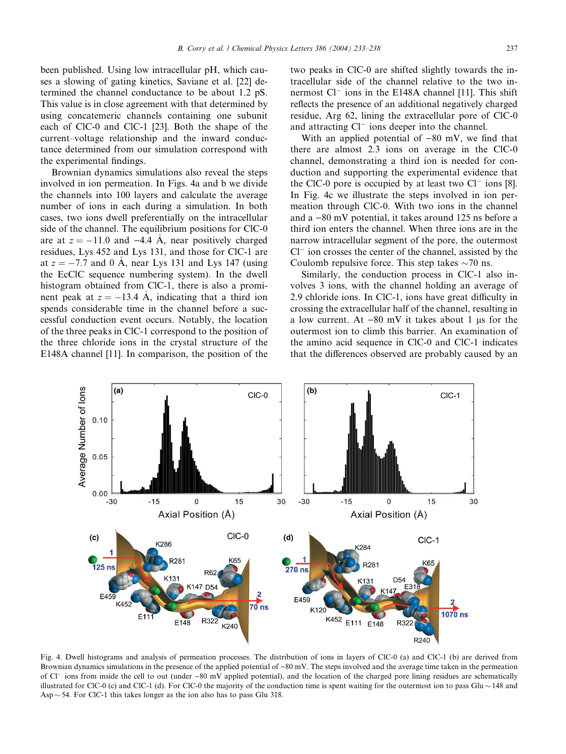been published. Using low intracellular pH, which causes a slowing of gating kinetics, Saviane et al. [22] determined the channel conductance to be about 1.2 pS. This value is in close agreement with that determined by using concatemeric channels containing one subunit each of ClC-0 and ClC-1 [23]. Both the shape of the current–voltage relationship and the inward conductance determined from our simulation correspond with the experimental findings.

Brownian dynamics simulations also reveal the steps involved in ion permeation. In Figs. 4a and b we divide the channels into 100 layers and calculate the average number of ions in each during a simulation. In both cases, two ions dwell preferentially on the intracellular side of the channel. The equilibrium positions for ClC-0 are at $z = -11.0$ and $-4.4$ Å, near positively charged residues, Lys 452 and Lys 131, and those for ClC-1 are at $z = -7.7$ and 0 Å, near Lys 131 and Lys 147 (using the EcClC sequence numbering system). In the dwell histogram obtained from ClC-1, there is also a prominent peak at $z = -13.4$ Å, indicating that a third ion spends considerable time in the channel before a successful conduction event occurs. Notably, the location of the three peaks in ClC-1 correspond to the position of the three chloride ions in the crystal structure of the E148A channel [11]. In comparison, the position of the two peaks in ClC-0 are shifted slightly towards the intracellular side of the channel relative to the two innermost $Cl^-$ ions in the E148A channel [11]. This shift reflects the presence of an additional negatively charged residue, Arg 62, lining the extracellular pore of ClC-0 and attracting $Cl^-$ ions deeper into the channel.

With an applied potential of $-80$ mV, we find that there are almost 2.3 ions on average in the ClC-0 channel, demonstrating a third ion is needed for conduction and supporting the experimental evidence that the ClC-0 pore is occupied by at least two $Cl^-$ ions [8]. In Fig. 4c we illustrate the steps involved in ion permeation through ClC-0. With two ions in the channel and a $-80$ mV potential, it takes around 125 ns before a third ion enters the channel. When three ions are in the narrow intracellular segment of the pore, the outermost $Cl^-$ ion crosses the center of the channel, assisted by the Coulomb repulsive force. This step takes ~70 ns.

Similarly, the conduction process in ClC-1 also involves 3 ions, with the channel holding an average of 2.9 chloride ions. In ClC-1, ions have great difficulty in crossing the extracellular half of the channel, resulting in a low current. At $-80$ mV it takes about 1 μs for the outermost ion to climb this barrier. An examination of the amino acid sequence in ClC-0 and ClC-1 indicates that the differences observed are probably caused by an

Fig. 4. Dwell histograms and analysis of permeation processes. The distribution of ions in layers of ClC-0 (a) and ClC-1 (b) are derived from Brownian dynamics simulations in the presence of the applied potential of $-80$ mV. The steps involved and the average time taken in the permeation of $Cl^-$ ions from inside the cell to out (under $-80$ mV applied potential), and the location of the charged pore lining residues are schematically illustrated for ClC-0 (c) and ClC-1 (d). For ClC-0 the majority of the conduction time is spent waiting for the outermost ion to pass Glu ~ 148 and Asp ~ 54. For ClC-1 this takes longer as the ion also has to pass Glu 318.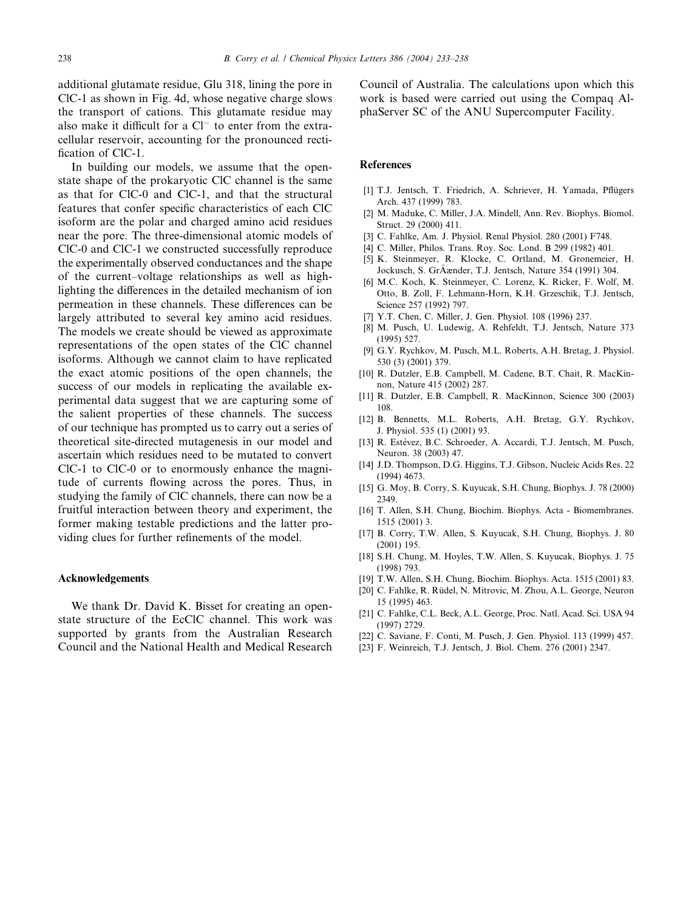additional glutamate residue, Glu 318, lining the pore in ClC-1 as shown in Fig. 4d, whose negative charge slows the transport of cations. This glutamate residue may also make it difficult for a $Cl^-$ to enter from the extracellular reservoir, accounting for the pronounced rectification of ClC-1.

In building our models, we assume that the open-state shape of the prokaryotic ClC channel is the same as that for ClC-0 and ClC-1, and that the structural features that confer specific characteristics of each ClC isoform are the polar and charged amino acid residues near the pore. The three-dimensional atomic models of ClC-0 and ClC-1 we constructed successfully reproduce the experimentally observed conductances and the shape of the current–voltage relationships as well as highlighting the differences in the detailed mechanism of ion permeation in these channels. These differences can be largely attributed to several key amino acid residues. The models we create should be viewed as approximate representations of the open states of the ClC channel isoforms. Although we cannot claim to have replicated the exact atomic positions of the open channels, the success of our models in replicating the available experimental data suggest that we are capturing some of the salient properties of these channels. The success of our technique has prompted us to carry out a series of theoretical site-directed mutagenesis in our model and ascertain which residues need to be mutated to convert ClC-1 to ClC-0 or to enormously enhance the magnitude of currents flowing across the pores. Thus, in studying the family of ClC channels, there can now be a fruitful interaction between theory and experiment, the former making testable predictions and the latter providing clues for further refinements of the model.

## Acknowledgements

We thank Dr. David K. Bisset for creating an open-state structure of the EcClC channel. This work was supported by grants from the Australian Research Council and the National Health and Medical Research Council of Australia. The calculations upon which this work is based were carried out using the Compaq AlphaServer SC of the ANU Supercomputer Facility.

## References

[1] T.J. Jentsch, T. Friedrich, A. Schriever, H. Yamada, Pflügers Arch. 437 (1999) 783.

[2] M. Maduke, C. Miller, J.A. Mindell, Ann. Rev. Biophys. Biomol. Struct. 29 (2000) 411.

[3] C. Fahlke, Am. J. Physiol. Renal Physiol. 280 (2001) F748.

[4] C. Miller, Philos. Trans. Roy. Soc. Lond. B 299 (1982) 401.

[5] K. Steinmeyer, R. Klocke, C. Ortland, M. Gronemeier, H. Jockusch, S. GrÃænder, T.J. Jentsch, Nature 354 (1991) 304.

[6] M.C. Koch, K. Steinmeyer, C. Lorenz, K. Ricker, F. Wolf, M. Otto, B. Zoll, F. Lehmann-Horn, K.H. Grzeschik, T.J. Jentsch, Science 257 (1992) 797.

[7] Y.T. Chen, C. Miller, J. Gen. Physiol. 108 (1996) 237.

[8] M. Pusch, U. Ludewig, A. Rehfeldt, T.J. Jentsch, Nature 373 (1995) 527.

[9] G.Y. Rychkov, M. Pusch, M.L. Roberts, A.H. Bretag, J. Physiol. 530 (3) (2001) 379.

[10] R. Dutzler, E.B. Campbell, M. Cadene, B.T. Chait, R. MacKinnon, Nature 415 (2002) 287.

[11] R. Dutzler, E.B. Campbell, R. MacKinnon, Science 300 (2003) 108.

[12] B. Bennetts, M.L. Roberts, A.H. Bretag, G.Y. Rychkov, J. Physiol. 535 (1) (2001) 93.

[13] R. Estévez, B.C. Schroeder, A. Accardi, T.J. Jentsch, M. Pusch, Neuron. 38 (2003) 47.

[14] J.D. Thompson, D.G. Higgins, T.J. Gibson, Nucleic Acids Res. 22 (1994) 4673.

[15] G. Moy, B. Corry, S. Kuyucak, S.H. Chung, Biophys. J. 78 (2000) 2349.

[16] T. Allen, S.H. Chung, Biochim. Biophys. Acta - Biomembranes. 1515 (2001) 3.

[17] B. Corry, T.W. Allen, S. Kuyucak, S.H. Chung, Biophys. J. 80 (2001) 195.

[18] S.H. Chung, M. Hoyles, T.W. Allen, S. Kuyucak, Biophys. J. 75 (1998) 793.

[19] T.W. Allen, S.H. Chung, Biochim. Biophys. Acta. 1515 (2001) 83.

[20] C. Fahlke, R. Rüdel, N. Mitrovic, M. Zhou, A.L. George, Neuron 15 (1995) 463.

[21] C. Fahlke, C.L. Beck, A.L. George, Proc. Natl. Acad. Sci. USA 94 (1997) 2729.

[22] C. Saviane, F. Conti, M. Pusch, J. Gen. Physiol. 113 (1999) 457.

[23] F. Weinreich, T.J. Jentsch, J. Biol. Chem. 276 (2001) 2347.